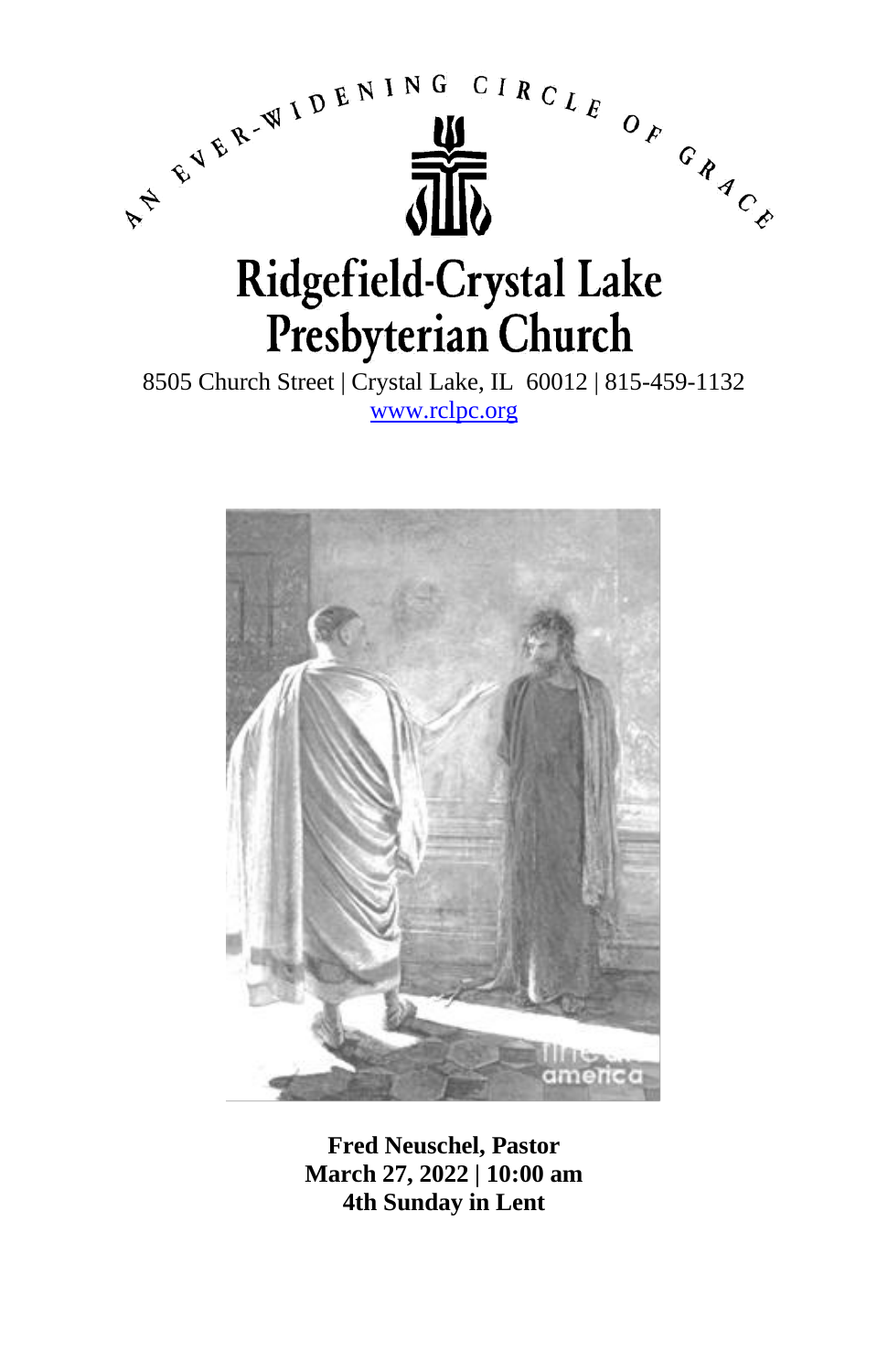AN EVER-WIDENING CIRCLE OF GRACE

# Ridgefield-Crystal Lake Presbyterian Church

8505 Church Street | Crystal Lake, IL 60012 | 815-459-1132
www.rclpc.org

**Fred Neuschel, Pastor**
**March 27, 2022 | 10:00 am**
**4th Sunday in Lent**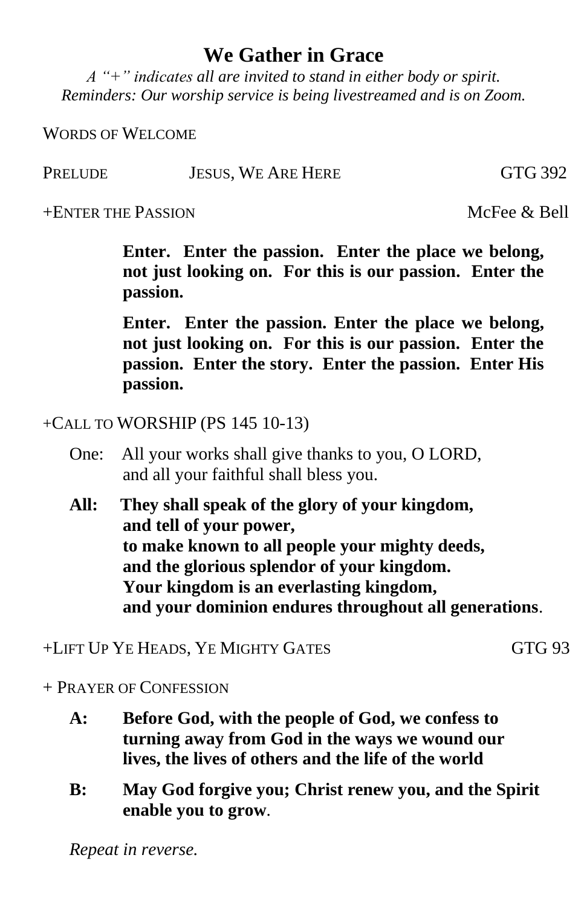# We Gather in Grace

*A "+" indicates all are invited to stand in either body or spirit.*
*Reminders: Our worship service is being livestreamed and is on Zoom.*

WORDS OF WELCOME

PRELUDE JESUS, WE ARE HERE GTG 392

+ENTER THE PASSION McFee & Bell

**Enter. Enter the passion. Enter the place we belong, not just looking on. For this is our passion. Enter the passion.**

**Enter. Enter the passion. Enter the place we belong, not just looking on. For this is our passion. Enter the passion. Enter the story. Enter the passion. Enter His passion.**

+CALL TO WORSHIP (PS 145 10-13)

One: All your works shall give thanks to you, O LORD,
and all your faithful shall bless you.

**All: They shall speak of the glory of your kingdom,**
**and tell of your power,**
**to make known to all people your mighty deeds,**
**and the glorious splendor of your kingdom.**
**Your kingdom is an everlasting kingdom,**
**and your dominion endures throughout all generations**.

+LIFT UP YE HEADS, YE MIGHTY GATES GTG 93

+ PRAYER OF CONFESSION

**A: Before God, with the people of God, we confess to turning away from God in the ways we wound our lives, the lives of others and the life of the world**

**B: May God forgive you; Christ renew you, and the Spirit enable you to grow**.

*Repeat in reverse.*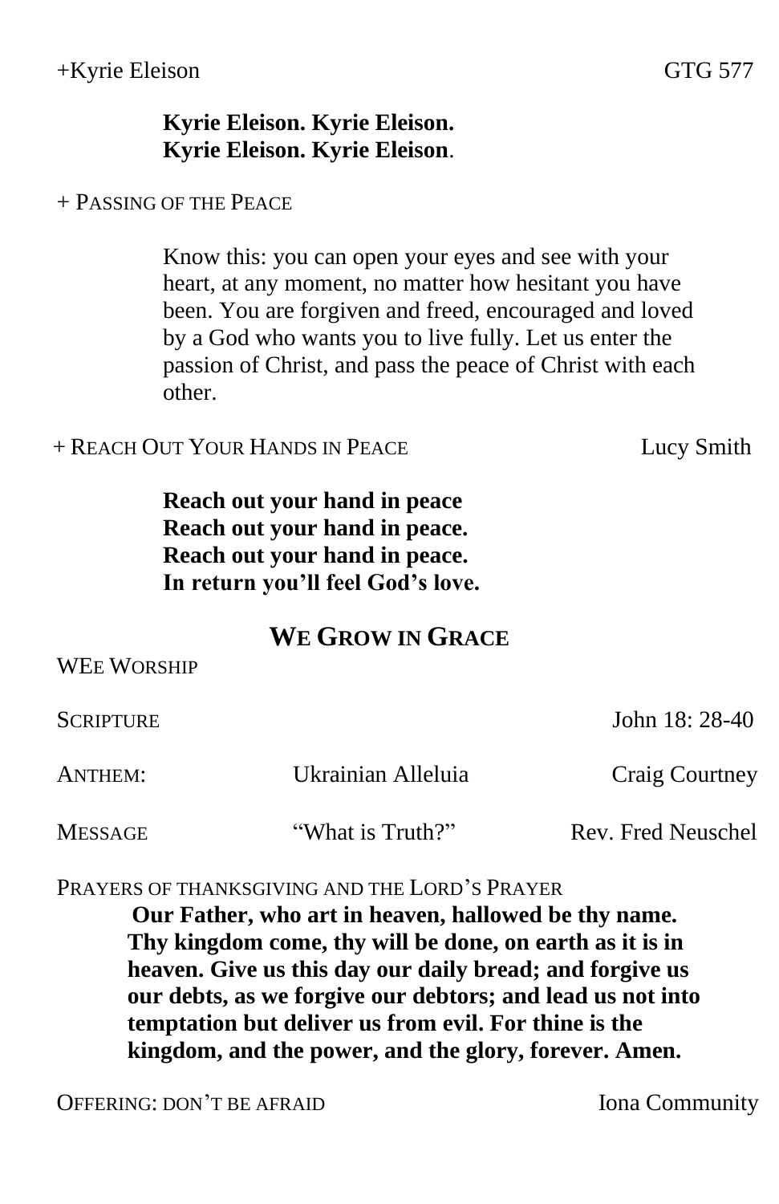+Kyrie Eleison GTG 577

**Kyrie Eleison. Kyrie Eleison.**
**Kyrie Eleison. Kyrie Eleison**.

+ PASSING OF THE PEACE

Know this: you can open your eyes and see with your heart, at any moment, no matter how hesitant you have been. You are forgiven and freed, encouraged and loved by a God who wants you to live fully. Let us enter the passion of Christ, and pass the peace of Christ with each other.

+ REACH OUT YOUR HANDS IN PEACE Lucy Smith

**Reach out your hand in peace**
**Reach out your hand in peace.**
**Reach out your hand in peace.**
**In return you'll feel God's love.**

## WE GROW IN GRACE

WEE WORSHIP

SCRIPTURE John 18: 28-40

ANTHEM: Ukrainian Alleluia Craig Courtney

MESSAGE "What is Truth?" Rev. Fred Neuschel

PRAYERS OF THANKSGIVING AND THE LORD'S PRAYER

**Our Father, who art in heaven, hallowed be thy name. Thy kingdom come, thy will be done, on earth as it is in heaven. Give us this day our daily bread; and forgive us our debts, as we forgive our debtors; and lead us not into temptation but deliver us from evil. For thine is the kingdom, and the power, and the glory, forever. Amen.**

OFFERING: DON'T BE AFRAID Iona Community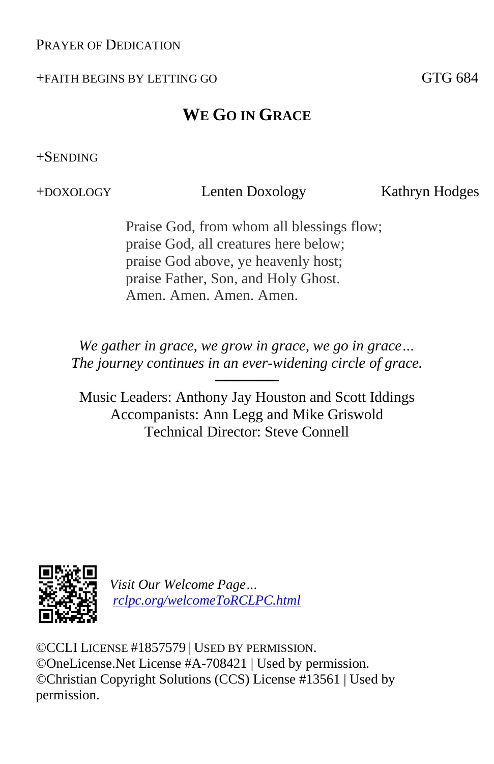PRAYER OF DEDICATION

+FAITH BEGINS BY LETTING GO GTG 684

## WE GO IN GRACE

+SENDING

+DOXOLOGY Lenten Doxology Kathryn Hodges

Praise God, from whom all blessings flow;
praise God, all creatures here below;
praise God above, ye heavenly host;
praise Father, Son, and Holy Ghost.
Amen. Amen. Amen. Amen.

*We gather in grace, we grow in grace, we go in grace…*
*The journey continues in an ever-widening circle of grace.*

---

Music Leaders: Anthony Jay Houston and Scott Iddings
Accompanists: Ann Legg and Mike Griswold
Technical Director: Steve Connell

*Visit Our Welcome Page…*
*rclpc.org/welcomeToRCLPC.html*

©CCLI LICENSE #1857579 | USED BY PERMISSION.
©OneLicense.Net License #A-708421 | Used by permission.
©Christian Copyright Solutions (CCS) License #13561 | Used by permission.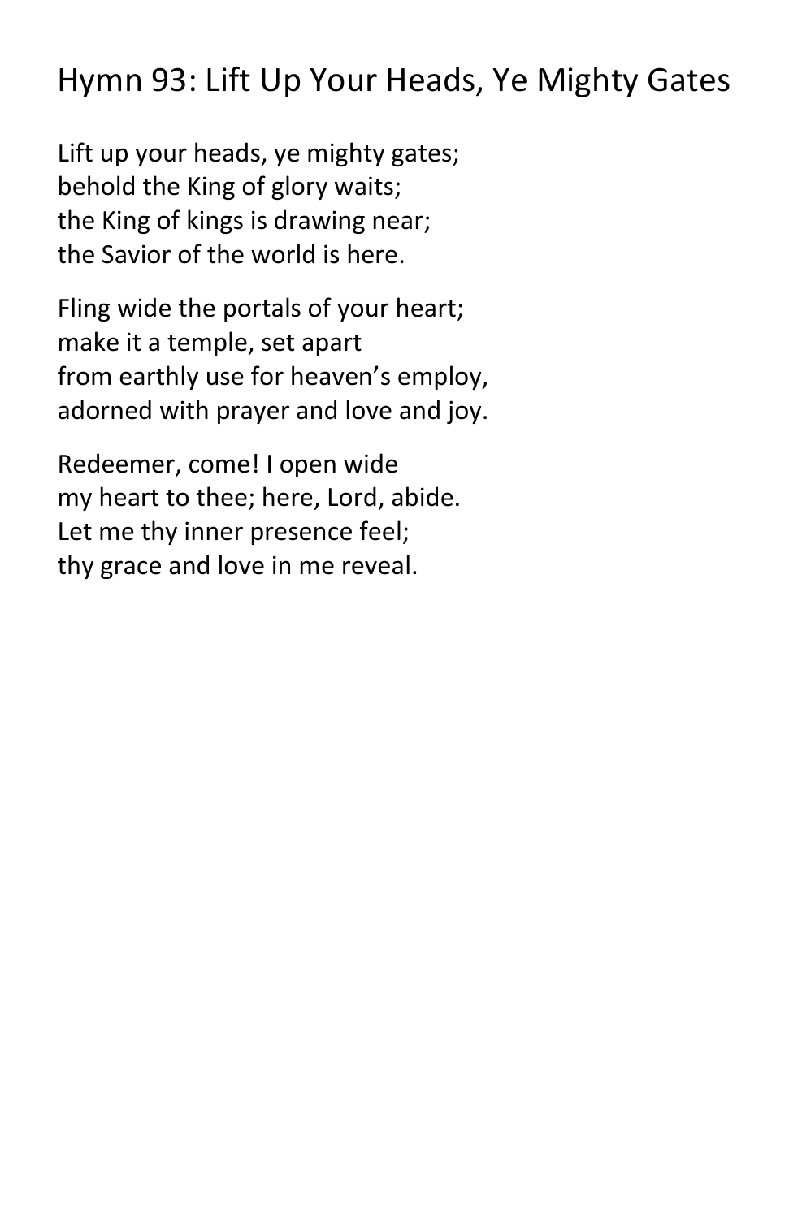# Hymn 93: Lift Up Your Heads, Ye Mighty Gates

Lift up your heads, ye mighty gates;
behold the King of glory waits;
the King of kings is drawing near;
the Savior of the world is here.

Fling wide the portals of your heart;
make it a temple, set apart
from earthly use for heaven's employ,
adorned with prayer and love and joy.

Redeemer, come! I open wide
my heart to thee; here, Lord, abide.
Let me thy inner presence feel;
thy grace and love in me reveal.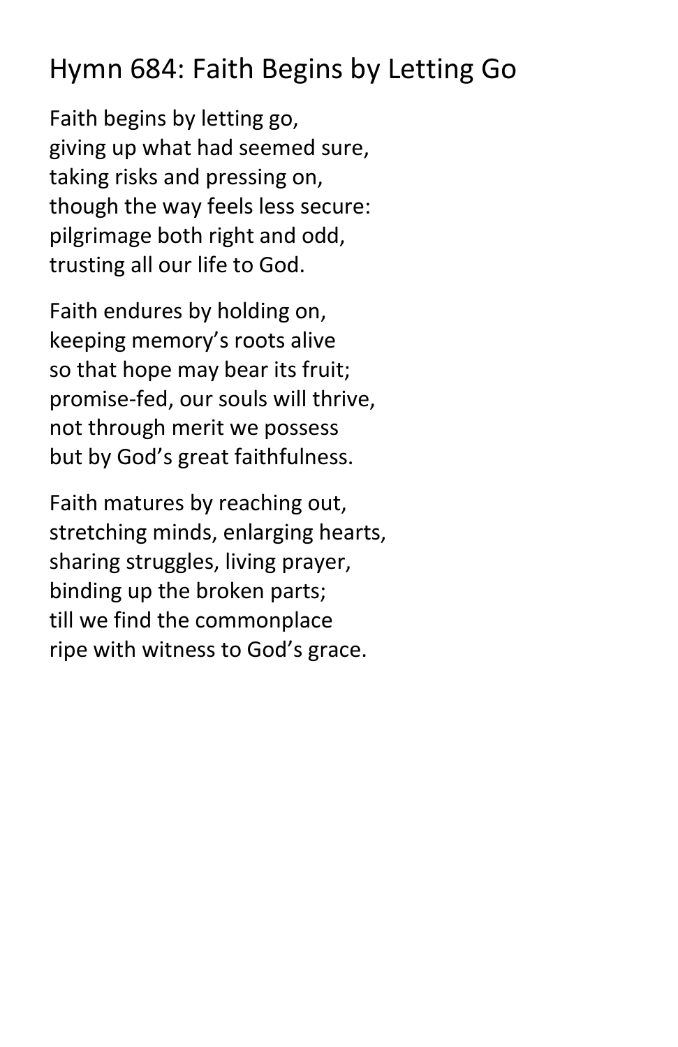## Hymn 684: Faith Begins by Letting Go

Faith begins by letting go,
giving up what had seemed sure,
taking risks and pressing on,
though the way feels less secure:
pilgrimage both right and odd,
trusting all our life to God.

Faith endures by holding on,
keeping memory's roots alive
so that hope may bear its fruit;
promise-fed, our souls will thrive,
not through merit we possess
but by God's great faithfulness.

Faith matures by reaching out,
stretching minds, enlarging hearts,
sharing struggles, living prayer,
binding up the broken parts;
till we find the commonplace
ripe with witness to God's grace.